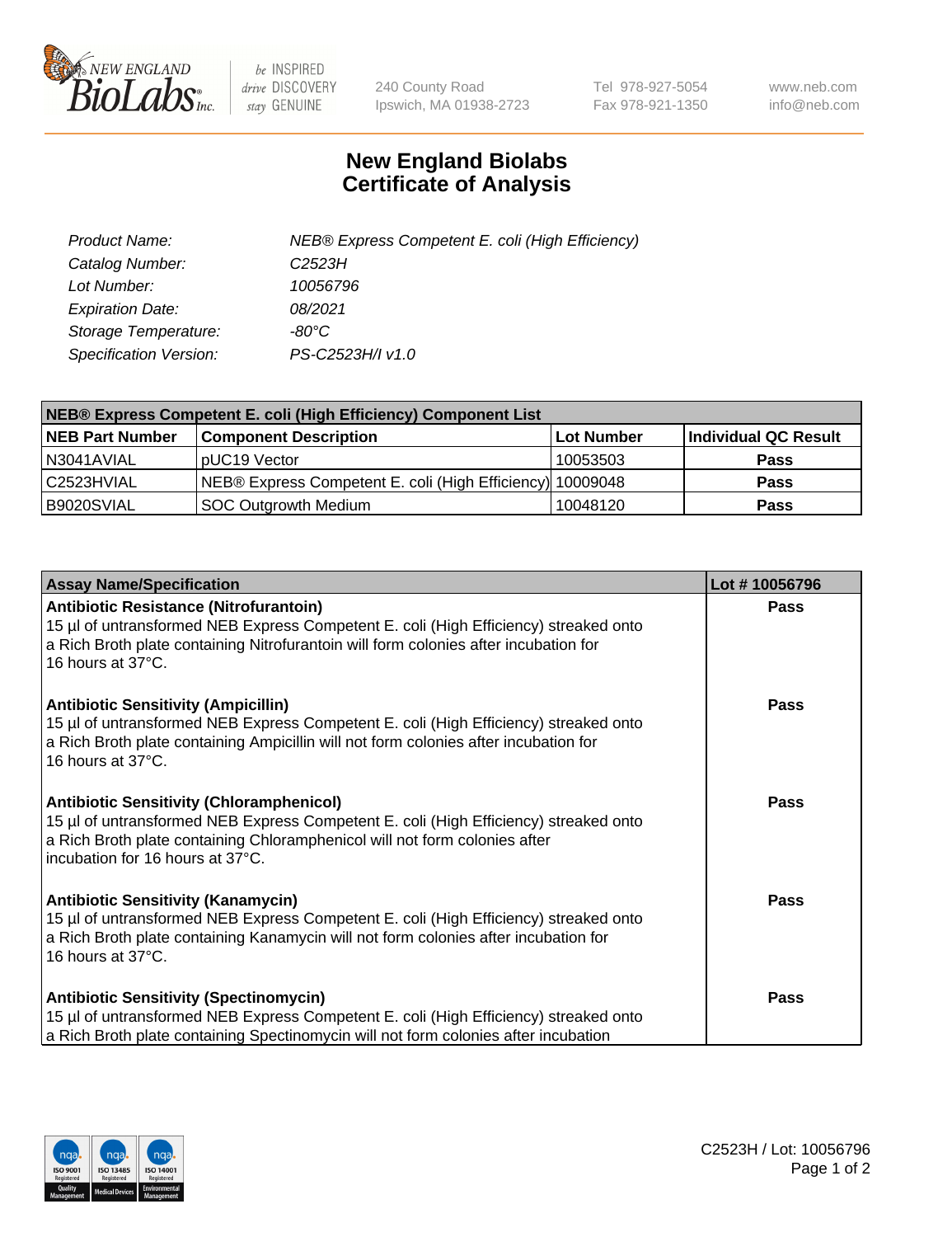240 County Road
Ipswich, MA 01938-2723

Tel 978-927-5054
Fax 978-921-1350

www.neb.com
info@neb.com

# New England Biolabs
# Certificate of Analysis

| | |
|---|---|
| *Product Name:* | *NEB® Express Competent E. coli (High Efficiency)* |
| *Catalog Number:* | *C2523H* |
| *Lot Number:* | *10056796* |
| *Expiration Date:* | *08/2021* |
| *Storage Temperature:* | *-80°C* |
| *Specification Version:* | *PS-C2523H/I v1.0* |

| **NEB® Express Competent E. coli (High Efficiency) Component List** | | | |
|---|---|---|---|
| **NEB Part Number** | **Component Description** | **Lot Number** | **Individual QC Result** |
| N3041AVIAL | pUC19 Vector | 10053503 | **Pass** |
| C2523HVIAL | NEB® Express Competent E. coli (High Efficiency) | 10009048 | **Pass** |
| B9020SVIAL | SOC Outgrowth Medium | 10048120 | **Pass** |

| **Assay Name/Specification** | **Lot # 10056796** |
|---|---|
| **Antibiotic Resistance (Nitrofurantoin)** 15 µl of untransformed NEB Express Competent E. coli (High Efficiency) streaked onto a Rich Broth plate containing Nitrofurantoin will form colonies after incubation for 16 hours at 37°C. | **Pass** |
| **Antibiotic Sensitivity (Ampicillin)** 15 µl of untransformed NEB Express Competent E. coli (High Efficiency) streaked onto a Rich Broth plate containing Ampicillin will not form colonies after incubation for 16 hours at 37°C. | **Pass** |
| **Antibiotic Sensitivity (Chloramphenicol)** 15 µl of untransformed NEB Express Competent E. coli (High Efficiency) streaked onto a Rich Broth plate containing Chloramphenicol will not form colonies after incubation for 16 hours at 37°C. | **Pass** |
| **Antibiotic Sensitivity (Kanamycin)** 15 µl of untransformed NEB Express Competent E. coli (High Efficiency) streaked onto a Rich Broth plate containing Kanamycin will not form colonies after incubation for 16 hours at 37°C. | **Pass** |
| **Antibiotic Sensitivity (Spectinomycin)** 15 µl of untransformed NEB Express Competent E. coli (High Efficiency) streaked onto a Rich Broth plate containing Spectinomycin will not form colonies after incubation | **Pass** |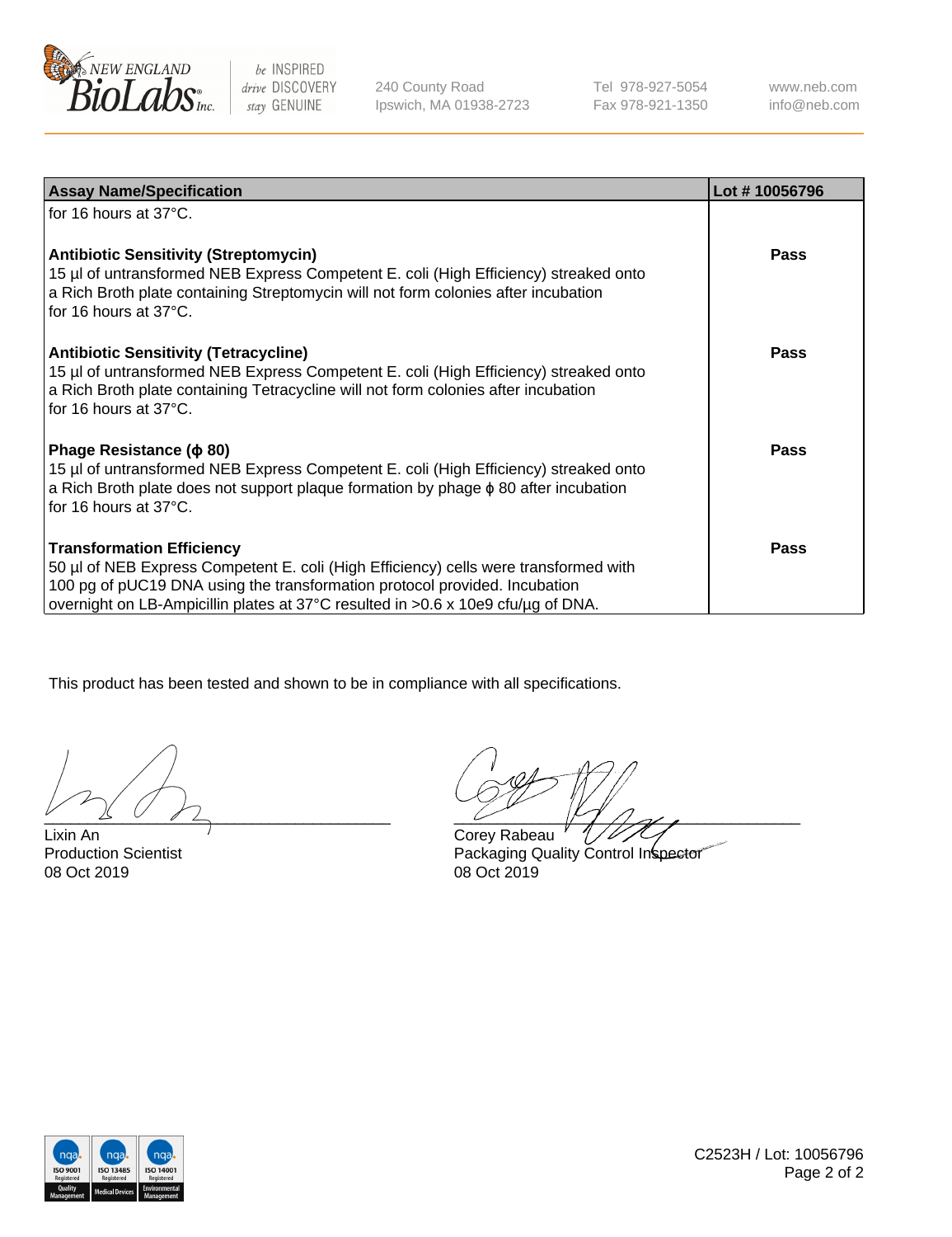| Assay Name/Specification | Lot # 10056796 |
| --- | --- |
| for 16 hours at 37°C. | |
| **Antibiotic Sensitivity (Streptomycin)**<br>15 µl of untransformed NEB Express Competent E. coli (High Efficiency) streaked onto a Rich Broth plate containing Streptomycin will not form colonies after incubation for 16 hours at 37°C. | **Pass** |
| **Antibiotic Sensitivity (Tetracycline)**<br>15 µl of untransformed NEB Express Competent E. coli (High Efficiency) streaked onto a Rich Broth plate containing Tetracycline will not form colonies after incubation for 16 hours at 37°C. | **Pass** |
| **Phage Resistance (ϕ 80)**<br>15 µl of untransformed NEB Express Competent E. coli (High Efficiency) streaked onto a Rich Broth plate does not support plaque formation by phage ϕ 80 after incubation for 16 hours at 37°C. | **Pass** |
| **Transformation Efficiency**<br>50 µl of NEB Express Competent E. coli (High Efficiency) cells were transformed with 100 pg of pUC19 DNA using the transformation protocol provided. Incubation overnight on LB-Ampicillin plates at 37°C resulted in >0.6 x 10e9 cfu/µg of DNA. | **Pass** |

This product has been tested and shown to be in compliance with all specifications.

Lixin An
Production Scientist
08 Oct 2019

Corey Rabeau
Packaging Quality Control Inspector
08 Oct 2019

C2523H / Lot: 10056796